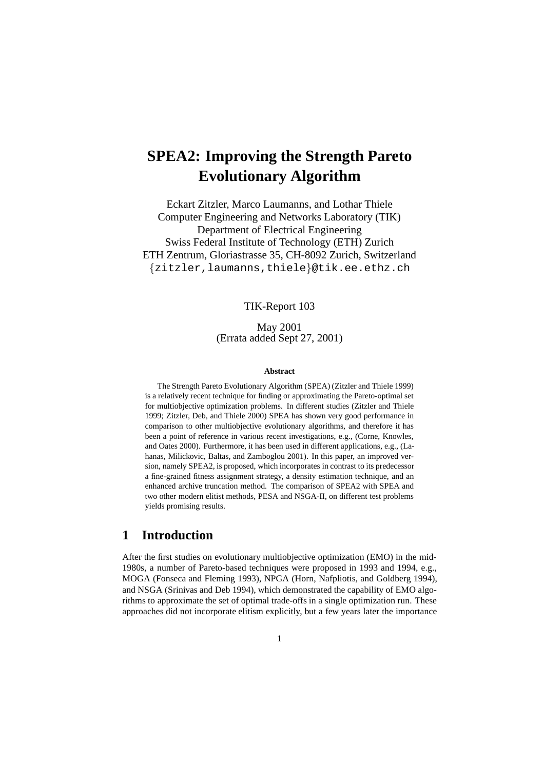# SPEA2: Improving the Strength Pareto Evolutionary Algorithm

Eckart Zitzler, Marco Laumanns, and Lothar Thiele
Computer Engineering and Networks Laboratory (TIK)
Department of Electrical Engineering
Swiss Federal Institute of Technology (ETH) Zurich
ETH Zentrum, Gloriastrasse 35, CH-8092 Zurich, Switzerland
{zitzler,laumanns,thiele}@tik.ee.ethz.ch

TIK-Report 103

May 2001
(Errata added Sept 27, 2001)

**Abstract**

The Strength Pareto Evolutionary Algorithm (SPEA) (Zitzler and Thiele 1999) is a relatively recent technique for finding or approximating the Pareto-optimal set for multiobjective optimization problems. In different studies (Zitzler and Thiele 1999; Zitzler, Deb, and Thiele 2000) SPEA has shown very good performance in comparison to other multiobjective evolutionary algorithms, and therefore it has been a point of reference in various recent investigations, e.g., (Corne, Knowles, and Oates 2000). Furthermore, it has been used in different applications, e.g., (Lahanas, Milickovic, Baltas, and Zamboglou 2001). In this paper, an improved version, namely SPEA2, is proposed, which incorporates in contrast to its predecessor a fine-grained fitness assignment strategy, a density estimation technique, and an enhanced archive truncation method. The comparison of SPEA2 with SPEA and two other modern elitist methods, PESA and NSGA-II, on different test problems yields promising results.

## 1 Introduction

After the first studies on evolutionary multiobjective optimization (EMO) in the mid-1980s, a number of Pareto-based techniques were proposed in 1993 and 1994, e.g., MOGA (Fonseca and Fleming 1993), NPGA (Horn, Nafpliotis, and Goldberg 1994), and NSGA (Srinivas and Deb 1994), which demonstrated the capability of EMO algorithms to approximate the set of optimal trade-offs in a single optimization run. These approaches did not incorporate elitism explicitly, but a few years later the importance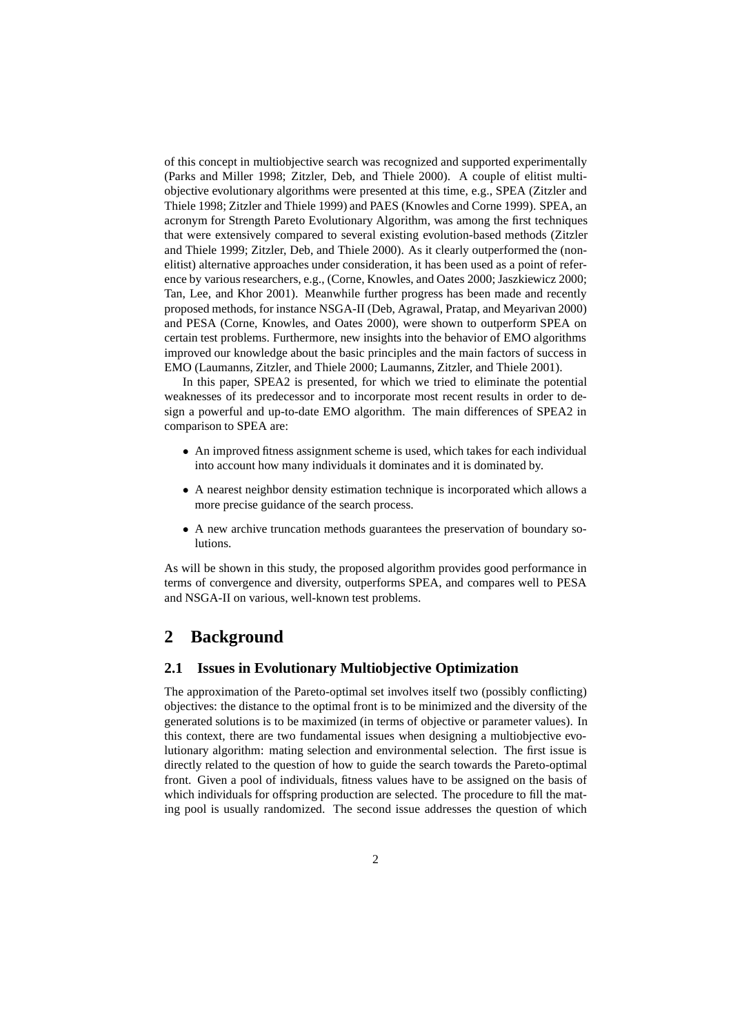of this concept in multiobjective search was recognized and supported experimentally (Parks and Miller 1998; Zitzler, Deb, and Thiele 2000). A couple of elitist multiobjective evolutionary algorithms were presented at this time, e.g., SPEA (Zitzler and Thiele 1998; Zitzler and Thiele 1999) and PAES (Knowles and Corne 1999). SPEA, an acronym for Strength Pareto Evolutionary Algorithm, was among the first techniques that were extensively compared to several existing evolution-based methods (Zitzler and Thiele 1999; Zitzler, Deb, and Thiele 2000). As it clearly outperformed the (non-elitist) alternative approaches under consideration, it has been used as a point of reference by various researchers, e.g., (Corne, Knowles, and Oates 2000; Jaszkiewicz 2000; Tan, Lee, and Khor 2001). Meanwhile further progress has been made and recently proposed methods, for instance NSGA-II (Deb, Agrawal, Pratap, and Meyarivan 2000) and PESA (Corne, Knowles, and Oates 2000), were shown to outperform SPEA on certain test problems. Furthermore, new insights into the behavior of EMO algorithms improved our knowledge about the basic principles and the main factors of success in EMO (Laumanns, Zitzler, and Thiele 2000; Laumanns, Zitzler, and Thiele 2001).

In this paper, SPEA2 is presented, for which we tried to eliminate the potential weaknesses of its predecessor and to incorporate most recent results in order to design a powerful and up-to-date EMO algorithm. The main differences of SPEA2 in comparison to SPEA are:

- An improved fitness assignment scheme is used, which takes for each individual into account how many individuals it dominates and it is dominated by.
- A nearest neighbor density estimation technique is incorporated which allows a more precise guidance of the search process.
- A new archive truncation methods guarantees the preservation of boundary solutions.

As will be shown in this study, the proposed algorithm provides good performance in terms of convergence and diversity, outperforms SPEA, and compares well to PESA and NSGA-II on various, well-known test problems.

# 2 Background

## 2.1 Issues in Evolutionary Multiobjective Optimization

The approximation of the Pareto-optimal set involves itself two (possibly conflicting) objectives: the distance to the optimal front is to be minimized and the diversity of the generated solutions is to be maximized (in terms of objective or parameter values). In this context, there are two fundamental issues when designing a multiobjective evolutionary algorithm: mating selection and environmental selection. The first issue is directly related to the question of how to guide the search towards the Pareto-optimal front. Given a pool of individuals, fitness values have to be assigned on the basis of which individuals for offspring production are selected. The procedure to fill the mating pool is usually randomized. The second issue addresses the question of which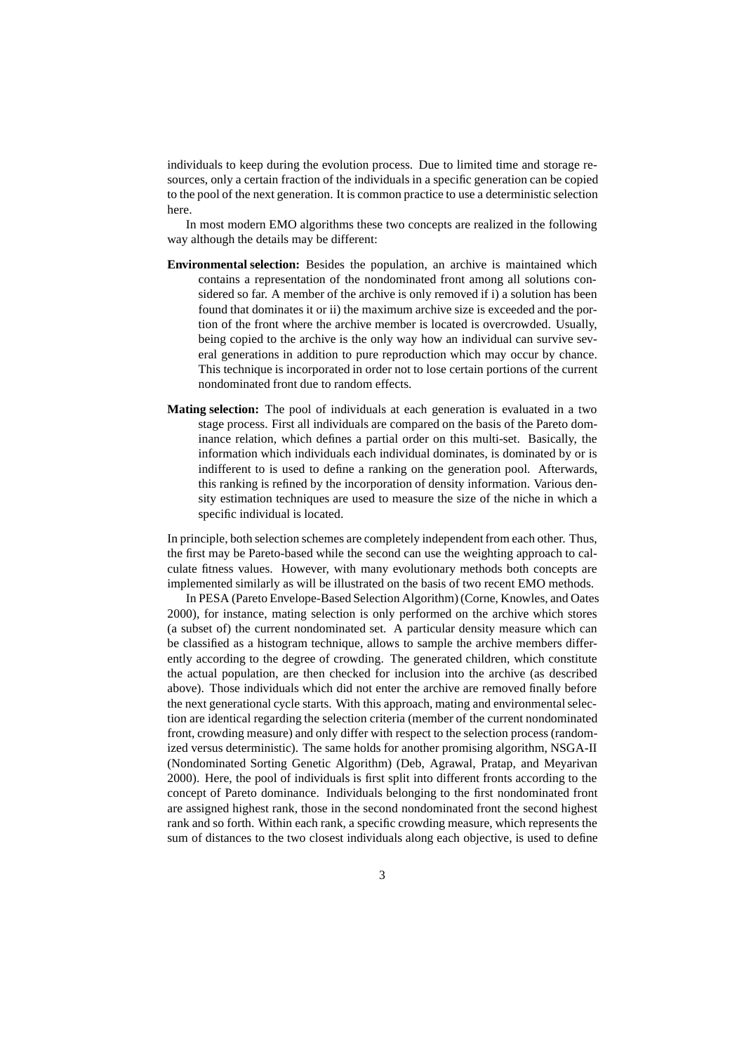individuals to keep during the evolution process. Due to limited time and storage resources, only a certain fraction of the individuals in a specific generation can be copied to the pool of the next generation. It is common practice to use a deterministic selection here.

In most modern EMO algorithms these two concepts are realized in the following way although the details may be different:

**Environmental selection:** Besides the population, an archive is maintained which contains a representation of the nondominated front among all solutions considered so far. A member of the archive is only removed if i) a solution has been found that dominates it or ii) the maximum archive size is exceeded and the portion of the front where the archive member is located is overcrowded. Usually, being copied to the archive is the only way how an individual can survive several generations in addition to pure reproduction which may occur by chance. This technique is incorporated in order not to lose certain portions of the current nondominated front due to random effects.

**Mating selection:** The pool of individuals at each generation is evaluated in a two stage process. First all individuals are compared on the basis of the Pareto dominance relation, which defines a partial order on this multi-set. Basically, the information which individuals each individual dominates, is dominated by or is indifferent to is used to define a ranking on the generation pool. Afterwards, this ranking is refined by the incorporation of density information. Various density estimation techniques are used to measure the size of the niche in which a specific individual is located.

In principle, both selection schemes are completely independent from each other. Thus, the first may be Pareto-based while the second can use the weighting approach to calculate fitness values. However, with many evolutionary methods both concepts are implemented similarly as will be illustrated on the basis of two recent EMO methods.

In PESA (Pareto Envelope-Based Selection Algorithm) (Corne, Knowles, and Oates 2000), for instance, mating selection is only performed on the archive which stores (a subset of) the current nondominated set. A particular density measure which can be classified as a histogram technique, allows to sample the archive members differently according to the degree of crowding. The generated children, which constitute the actual population, are then checked for inclusion into the archive (as described above). Those individuals which did not enter the archive are removed finally before the next generational cycle starts. With this approach, mating and environmental selection are identical regarding the selection criteria (member of the current nondominated front, crowding measure) and only differ with respect to the selection process (randomized versus deterministic). The same holds for another promising algorithm, NSGA-II (Nondominated Sorting Genetic Algorithm) (Deb, Agrawal, Pratap, and Meyarivan 2000). Here, the pool of individuals is first split into different fronts according to the concept of Pareto dominance. Individuals belonging to the first nondominated front are assigned highest rank, those in the second nondominated front the second highest rank and so forth. Within each rank, a specific crowding measure, which represents the sum of distances to the two closest individuals along each objective, is used to define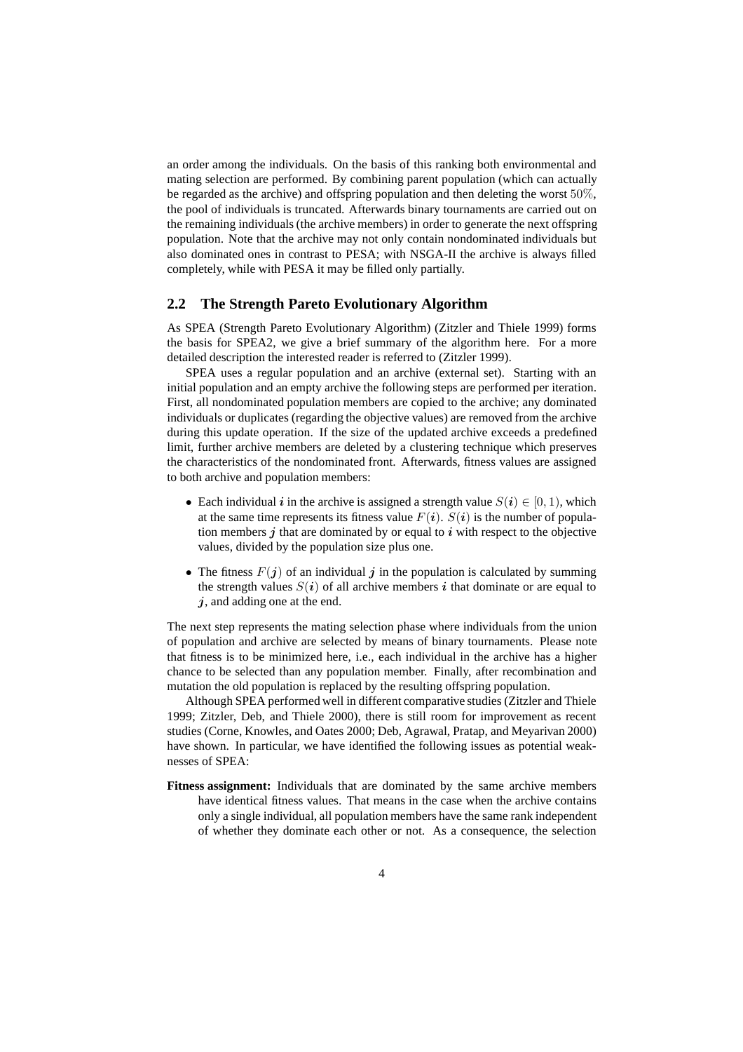an order among the individuals. On the basis of this ranking both environmental and mating selection are performed. By combining parent population (which can actually be regarded as the archive) and offspring population and then deleting the worst $50\%$, the pool of individuals is truncated. Afterwards binary tournaments are carried out on the remaining individuals (the archive members) in order to generate the next offspring population. Note that the archive may not only contain nondominated individuals but also dominated ones in contrast to PESA; with NSGA-II the archive is always filled completely, while with PESA it may be filled only partially.

## 2.2 The Strength Pareto Evolutionary Algorithm

As SPEA (Strength Pareto Evolutionary Algorithm) (Zitzler and Thiele 1999) forms the basis for SPEA2, we give a brief summary of the algorithm here. For a more detailed description the interested reader is referred to (Zitzler 1999).

SPEA uses a regular population and an archive (external set). Starting with an initial population and an empty archive the following steps are performed per iteration. First, all nondominated population members are copied to the archive; any dominated individuals or duplicates (regarding the objective values) are removed from the archive during this update operation. If the size of the updated archive exceeds a predefined limit, further archive members are deleted by a clustering technique which preserves the characteristics of the nondominated front. Afterwards, fitness values are assigned to both archive and population members:

- Each individual $i$ in the archive is assigned a strength value $S(i) \in [0, 1)$, which at the same time represents its fitness value $F(i)$. $S(i)$ is the number of population members $j$ that are dominated by or equal to $i$ with respect to the objective values, divided by the population size plus one.
- The fitness $F(j)$ of an individual $j$ in the population is calculated by summing the strength values $S(i)$ of all archive members $i$ that dominate or are equal to $j$, and adding one at the end.

The next step represents the mating selection phase where individuals from the union of population and archive are selected by means of binary tournaments. Please note that fitness is to be minimized here, i.e., each individual in the archive has a higher chance to be selected than any population member. Finally, after recombination and mutation the old population is replaced by the resulting offspring population.

Although SPEA performed well in different comparative studies (Zitzler and Thiele 1999; Zitzler, Deb, and Thiele 2000), there is still room for improvement as recent studies (Corne, Knowles, and Oates 2000; Deb, Agrawal, Pratap, and Meyarivan 2000) have shown. In particular, we have identified the following issues as potential weaknesses of SPEA:

**Fitness assignment:** Individuals that are dominated by the same archive members have identical fitness values. That means in the case when the archive contains only a single individual, all population members have the same rank independent of whether they dominate each other or not. As a consequence, the selection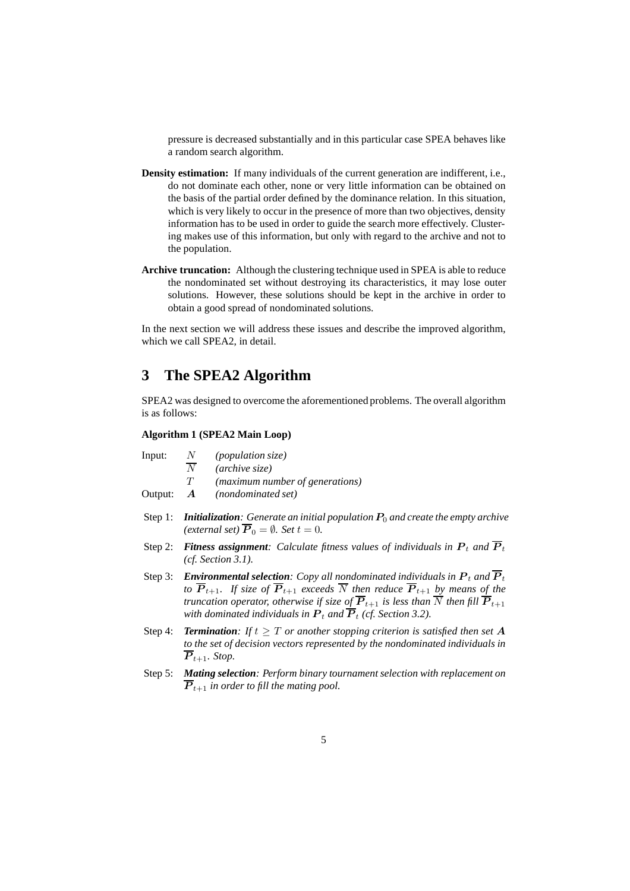pressure is decreased substantially and in this particular case SPEA behaves like a random search algorithm.

**Density estimation:** If many individuals of the current generation are indifferent, i.e., do not dominate each other, none or very little information can be obtained on the basis of the partial order defined by the dominance relation. In this situation, which is very likely to occur in the presence of more than two objectives, density information has to be used in order to guide the search more effectively. Clustering makes use of this information, but only with regard to the archive and not to the population.

**Archive truncation:** Although the clustering technique used in SPEA is able to reduce the nondominated set without destroying its characteristics, it may lose outer solutions. However, these solutions should be kept in the archive in order to obtain a good spread of nondominated solutions.

In the next section we will address these issues and describe the improved algorithm, which we call SPEA2, in detail.

# 3 The SPEA2 Algorithm

SPEA2 was designed to overcome the aforementioned problems. The overall algorithm is as follows:

**Algorithm 1 (SPEA2 Main Loop)**

| | | |
|---|---|---|
| Input: | $N$ | *(population size)* |
| | $\overline{N}$ | *(archive size)* |
| | $T$ | *(maximum number of generations)* |
| Output: | $\boldsymbol{A}$ | *(nondominated set)* |

Step 1: ***Initialization**: Generate an initial population $\boldsymbol{P}_0$ and create the empty archive (external set) $\overline{\boldsymbol{P}}_0 = \emptyset$. Set $t = 0$.*

Step 2: ***Fitness assignment**: Calculate fitness values of individuals in $\boldsymbol{P}_t$ and $\overline{\boldsymbol{P}}_t$ (cf. Section 3.1).*

Step 3: ***Environmental selection**: Copy all nondominated individuals in $\boldsymbol{P}_t$ and $\overline{\boldsymbol{P}}_t$ to $\overline{\boldsymbol{P}}_{t+1}$. If size of $\overline{\boldsymbol{P}}_{t+1}$ exceeds $\overline{N}$ then reduce $\overline{\boldsymbol{P}}_{t+1}$ by means of the truncation operator, otherwise if size of $\overline{\boldsymbol{P}}_{t+1}$ is less than $\overline{N}$ then fill $\overline{\boldsymbol{P}}_{t+1}$ with dominated individuals in $\boldsymbol{P}_t$ and $\overline{\boldsymbol{P}}_t$ (cf. Section 3.2).*

Step 4: ***Termination**: If $t \geq T$ or another stopping criterion is satisfied then set $\boldsymbol{A}$ to the set of decision vectors represented by the nondominated individuals in $\overline{\boldsymbol{P}}_{t+1}$. Stop.*

Step 5: ***Mating selection**: Perform binary tournament selection with replacement on $\overline{\boldsymbol{P}}_{t+1}$ in order to fill the mating pool.*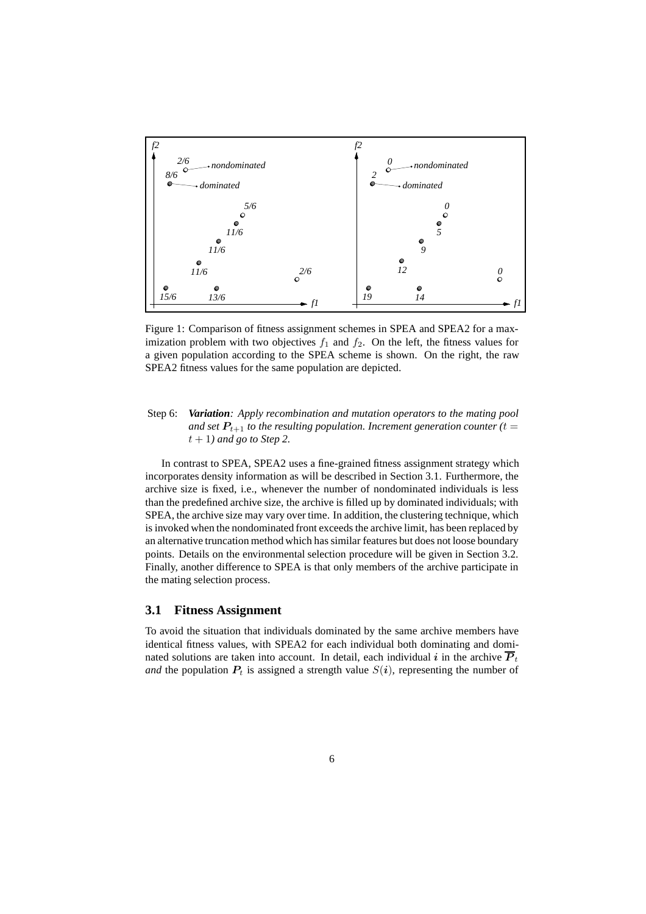Figure 1: Comparison of fitness assignment schemes in SPEA and SPEA2 for a maximization problem with two objectives $f_1$ and $f_2$. On the left, the fitness values for a given population according to the SPEA scheme is shown. On the right, the raw SPEA2 fitness values for the same population are depicted.

Step 6: ***Variation****: Apply recombination and mutation operators to the mating pool and set $\boldsymbol{P}_{t+1}$ to the resulting population. Increment generation counter ($t = t + 1$) and go to Step 2.*

In contrast to SPEA, SPEA2 uses a fine-grained fitness assignment strategy which incorporates density information as will be described in Section 3.1. Furthermore, the archive size is fixed, i.e., whenever the number of nondominated individuals is less than the predefined archive size, the archive is filled up by dominated individuals; with SPEA, the archive size may vary over time. In addition, the clustering technique, which is invoked when the nondominated front exceeds the archive limit, has been replaced by an alternative truncation method which has similar features but does not loose boundary points. Details on the environmental selection procedure will be given in Section 3.2. Finally, another difference to SPEA is that only members of the archive participate in the mating selection process.

### 3.1 Fitness Assignment

To avoid the situation that individuals dominated by the same archive members have identical fitness values, with SPEA2 for each individual both dominating and dominated solutions are taken into account. In detail, each individual $\boldsymbol{i}$ in the archive $\overline{\boldsymbol{P}}_t$ *and* the population $\boldsymbol{P}_t$ is assigned a strength value $S(\boldsymbol{i})$, representing the number of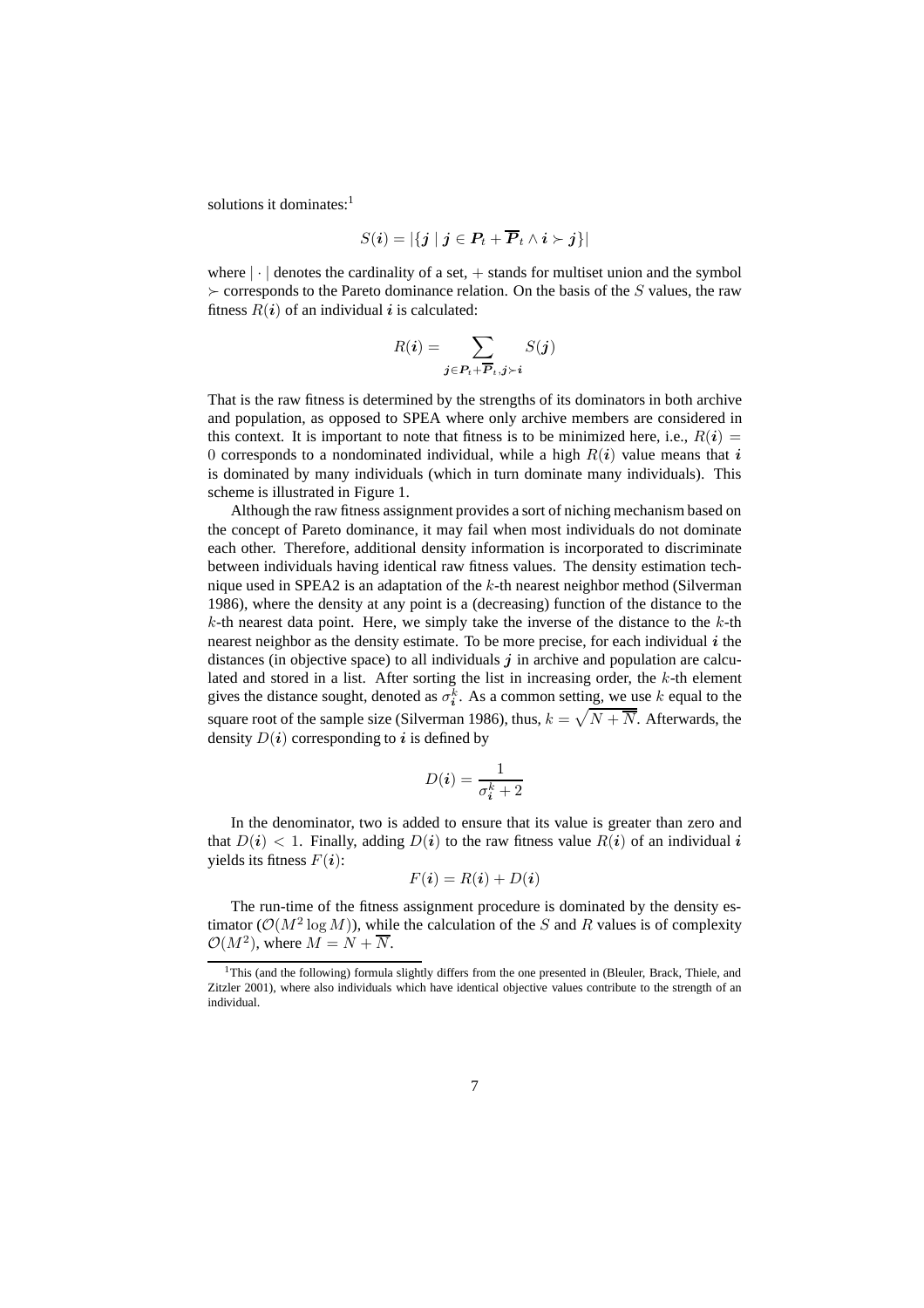solutions it dominates:[1]

$$S(\boldsymbol{i}) = |\{\boldsymbol{j} \mid \boldsymbol{j} \in \boldsymbol{P}_t + \overline{\boldsymbol{P}}_t \wedge \boldsymbol{i} \succ \boldsymbol{j}\}|$$

where $|\cdot|$ denotes the cardinality of a set, $+$ stands for multiset union and the symbol $\succ$ corresponds to the Pareto dominance relation. On the basis of the $S$ values, the raw fitness $R(\boldsymbol{i})$ of an individual $\boldsymbol{i}$ is calculated:

$$R(\boldsymbol{i}) = \sum_{\boldsymbol{j} \in \boldsymbol{P}_t + \overline{\boldsymbol{P}}_t, \boldsymbol{j} \succ \boldsymbol{i}} S(\boldsymbol{j})$$

That is the raw fitness is determined by the strengths of its dominators in both archive and population, as opposed to SPEA where only archive members are considered in this context. It is important to note that fitness is to be minimized here, i.e., $R(\boldsymbol{i}) = 0$ corresponds to a nondominated individual, while a high $R(\boldsymbol{i})$ value means that $\boldsymbol{i}$ is dominated by many individuals (which in turn dominate many individuals). This scheme is illustrated in Figure 1.

Although the raw fitness assignment provides a sort of niching mechanism based on the concept of Pareto dominance, it may fail when most individuals do not dominate each other. Therefore, additional density information is incorporated to discriminate between individuals having identical raw fitness values. The density estimation technique used in SPEA2 is an adaptation of the $k$-th nearest neighbor method (Silverman 1986), where the density at any point is a (decreasing) function of the distance to the $k$-th nearest data point. Here, we simply take the inverse of the distance to the $k$-th nearest neighbor as the density estimate. To be more precise, for each individual $\boldsymbol{i}$ the distances (in objective space) to all individuals $\boldsymbol{j}$ in archive and population are calculated and stored in a list. After sorting the list in increasing order, the $k$-th element gives the distance sought, denoted as $\sigma_{\boldsymbol{i}}^k$. As a common setting, we use $k$ equal to the square root of the sample size (Silverman 1986), thus, $k = \sqrt{N + \overline{N}}$. Afterwards, the density $D(\boldsymbol{i})$ corresponding to $\boldsymbol{i}$ is defined by

$$D(\boldsymbol{i}) = \frac{1}{\sigma_{\boldsymbol{i}}^k + 2}$$

In the denominator, two is added to ensure that its value is greater than zero and that $D(\boldsymbol{i}) < 1$. Finally, adding $D(\boldsymbol{i})$ to the raw fitness value $R(\boldsymbol{i})$ of an individual $\boldsymbol{i}$ yields its fitness $F(\boldsymbol{i})$:

$$F(\boldsymbol{i}) = R(\boldsymbol{i}) + D(\boldsymbol{i})$$

The run-time of the fitness assignment procedure is dominated by the density estimator ($\mathcal{O}(M^2 \log M)$), while the calculation of the $S$ and $R$ values is of complexity $\mathcal{O}(M^2)$, where $M = N + \overline{N}$.

[1] This (and the following) formula slightly differs from the one presented in (Bleuler, Brack, Thiele, and Zitzler 2001), where also individuals which have identical objective values contribute to the strength of an individual.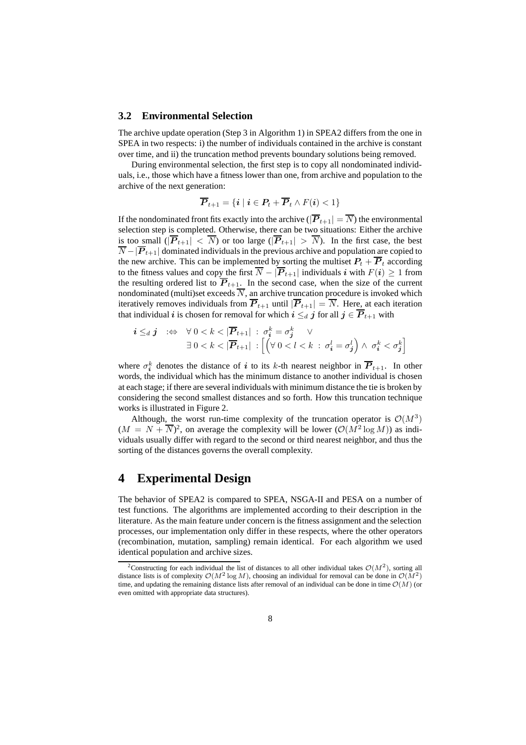### 3.2 Environmental Selection

The archive update operation (Step 3 in Algorithm 1) in SPEA2 differs from the one in SPEA in two respects: i) the number of individuals contained in the archive is constant over time, and ii) the truncation method prevents boundary solutions being removed.

During environmental selection, the first step is to copy all nondominated individuals, i.e., those which have a fitness lower than one, from archive and population to the archive of the next generation:

$$\overline{\boldsymbol{P}}_{t+1} = \{\boldsymbol{i} \mid \boldsymbol{i} \in \boldsymbol{P}_t + \overline{\boldsymbol{P}}_t \wedge F(\boldsymbol{i}) < 1\}$$

If the nondominated front fits exactly into the archive ($|\overline{\boldsymbol{P}}_{t+1}| = \overline{N}$) the environmental selection step is completed. Otherwise, there can be two situations: Either the archive is too small ($|\overline{\boldsymbol{P}}_{t+1}| < \overline{N}$) or too large ($|\overline{\boldsymbol{P}}_{t+1}| > \overline{N}$). In the first case, the best $\overline{N} - |\overline{\boldsymbol{P}}_{t+1}|$ dominated individuals in the previous archive and population are copied to the new archive. This can be implemented by sorting the multiset $\boldsymbol{P}_t + \overline{\boldsymbol{P}}_t$ according to the fitness values and copy the first $\overline{N} - |\overline{\boldsymbol{P}}_{t+1}|$ individuals $\boldsymbol{i}$ with $F(\boldsymbol{i}) \geq 1$ from the resulting ordered list to $\overline{\boldsymbol{P}}_{t+1}$. In the second case, when the size of the current nondominated (multi)set exceeds $\overline{N}$, an archive truncation procedure is invoked which iteratively removes individuals from $\overline{\boldsymbol{P}}_{t+1}$ until $|\overline{\boldsymbol{P}}_{t+1}| = \overline{N}$. Here, at each iteration that individual $\boldsymbol{i}$ is chosen for removal for which $\boldsymbol{i} \leq_d \boldsymbol{j}$ for all $\boldsymbol{j} \in \overline{\boldsymbol{P}}_{t+1}$ with

$$\begin{aligned}
\boldsymbol{i} \leq_d \boldsymbol{j} \quad :\Leftrightarrow \quad & \forall\, 0 < k < |\overline{\boldsymbol{P}}_{t+1}| \,:\, \sigma_{\boldsymbol{i}}^k = \sigma_{\boldsymbol{j}}^k \quad \vee \\
& \exists\, 0 < k < |\overline{\boldsymbol{P}}_{t+1}| \,:\, \left[ \left( \forall\, 0 < l < k \,:\, \sigma_{\boldsymbol{i}}^l = \sigma_{\boldsymbol{j}}^l \right) \wedge\, \sigma_{\boldsymbol{i}}^k < \sigma_{\boldsymbol{j}}^k \right]
\end{aligned}$$

where $\sigma_{\boldsymbol{i}}^k$ denotes the distance of $\boldsymbol{i}$ to its $k$-th nearest neighbor in $\overline{\boldsymbol{P}}_{t+1}$. In other words, the individual which has the minimum distance to another individual is chosen at each stage; if there are several individuals with minimum distance the tie is broken by considering the second smallest distances and so forth. How this truncation technique works is illustrated in Figure 2.

Although, the worst run-time complexity of the truncation operator is $\mathcal{O}(M^3)$ ($M = N + \overline{N}$)[2], on average the complexity will be lower ($\mathcal{O}(M^2 \log M)$) as individuals usually differ with regard to the second or third nearest neighbor, and thus the sorting of the distances governs the overall complexity.

# 4 Experimental Design

The behavior of SPEA2 is compared to SPEA, NSGA-II and PESA on a number of test functions. The algorithms are implemented according to their description in the literature. As the main feature under concern is the fitness assignment and the selection processes, our implementation only differ in these respects, where the other operators (recombination, mutation, sampling) remain identical. For each algorithm we used identical population and archive sizes.

[2] Constructing for each individual the list of distances to all other individual takes $\mathcal{O}(M^2)$, sorting all distance lists is of complexity $\mathcal{O}(M^2 \log M)$, choosing an individual for removal can be done in $\mathcal{O}(M^2)$ time, and updating the remaining distance lists after removal of an individual can be done in time $\mathcal{O}(M)$ (or even omitted with appropriate data structures).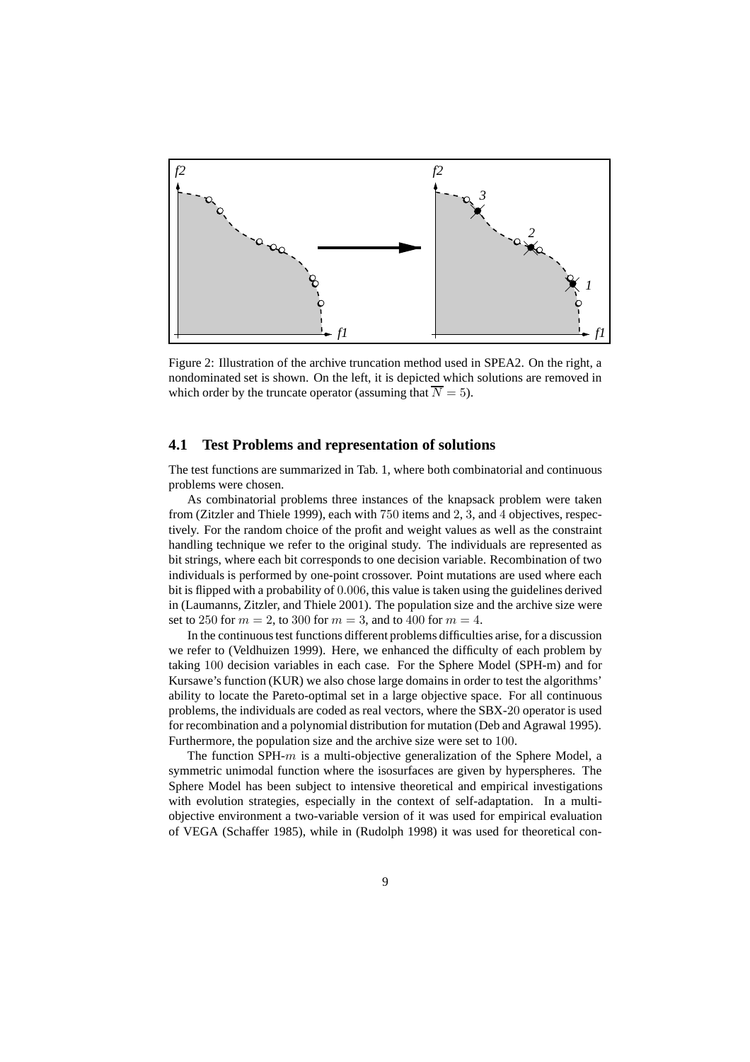Figure 2: Illustration of the archive truncation method used in SPEA2. On the right, a nondominated set is shown. On the left, it is depicted which solutions are removed in which order by the truncate operator (assuming that $\overline{N} = 5$).

## 4.1 Test Problems and representation of solutions

The test functions are summarized in Tab. 1, where both combinatorial and continuous problems were chosen.

As combinatorial problems three instances of the knapsack problem were taken from (Zitzler and Thiele 1999), each with $750$ items and $2$, $3$, and $4$ objectives, respectively. For the random choice of the profit and weight values as well as the constraint handling technique we refer to the original study. The individuals are represented as bit strings, where each bit corresponds to one decision variable. Recombination of two individuals is performed by one-point crossover. Point mutations are used where each bit is flipped with a probability of $0.006$, this value is taken using the guidelines derived in (Laumanns, Zitzler, and Thiele 2001). The population size and the archive size were set to $250$ for $m = 2$, to $300$ for $m = 3$, and to $400$ for $m = 4$.

In the continuous test functions different problems difficulties arise, for a discussion we refer to (Veldhuizen 1999). Here, we enhanced the difficulty of each problem by taking $100$ decision variables in each case. For the Sphere Model (SPH-m) and for Kursawe's function (KUR) we also chose large domains in order to test the algorithms' ability to locate the Pareto-optimal set in a large objective space. For all continuous problems, the individuals are coded as real vectors, where the SBX-$20$ operator is used for recombination and a polynomial distribution for mutation (Deb and Agrawal 1995). Furthermore, the population size and the archive size were set to $100$.

The function SPH-$m$ is a multi-objective generalization of the Sphere Model, a symmetric unimodal function where the isosurfaces are given by hyperspheres. The Sphere Model has been subject to intensive theoretical and empirical investigations with evolution strategies, especially in the context of self-adaptation. In a multi-objective environment a two-variable version of it was used for empirical evaluation of VEGA (Schaffer 1985), while in (Rudolph 1998) it was used for theoretical con-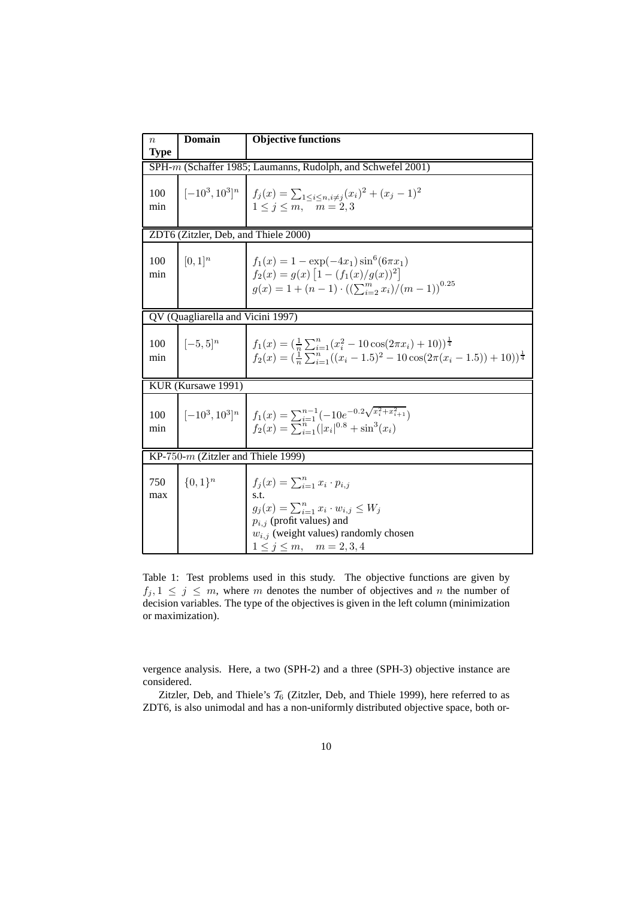| $n$ **Type** | **Domain** | **Objective functions** |
|---|---|---|
| SPH-$m$ (Schaffer 1985; Laumanns, Rudolph, and Schwefel 2001) | | |
| 100 min | $[-10^3, 10^3]^n$ | $f_j(x) = \sum_{1 \leq i \leq n, i \neq j} (x_i)^2 + (x_j - 1)^2$ <br> $1 \leq j \leq m, \quad m = 2, 3$ |
| ZDT6 (Zitzler, Deb, and Thiele 2000) | | |
| 100 min | $[0,1]^n$ | $f_1(x) = 1 - \exp(-4x_1)\sin^6(6\pi x_1)$ <br> $f_2(x) = g(x)\left[1 - (f_1(x)/g(x))^2\right]$ <br> $g(x) = 1 + (n-1) \cdot ((\sum_{i=2}^{m} x_i)/(m-1))^{0.25}$ |
| QV (Quagliarella and Vicini 1997) | | |
| 100 min | $[-5,5]^n$ | $f_1(x) = (\frac{1}{n}\sum_{i=1}^{n}(x_i^2 - 10\cos(2\pi x_i) + 10))^{\frac{1}{4}}$ <br> $f_2(x) = (\frac{1}{n}\sum_{i=1}^{n}((x_i - 1.5)^2 - 10\cos(2\pi(x_i - 1.5)) + 10))^{\frac{1}{4}}$ |
| KUR (Kursawe 1991) | | |
| 100 min | $[-10^3, 10^3]^n$ | $f_1(x) = \sum_{i=1}^{n-1}(-10e^{-0.2\sqrt{x_i^2 + x_{i+1}^2}})$ <br> $f_2(x) = \sum_{i=1}^{n}(\lvert x_i \rvert^{0.8} + \sin^3(x_i))$ |
| KP-750-$m$ (Zitzler and Thiele 1999) | | |
| 750 max | $\{0,1\}^n$ | $f_j(x) = \sum_{i=1}^{n} x_i \cdot p_{i,j}$ <br> s.t. <br> $g_j(x) = \sum_{i=1}^{n} x_i \cdot w_{i,j} \leq W_j$ <br> $p_{i,j}$ (profit values) and <br> $w_{i,j}$ (weight values) randomly chosen <br> $1 \leq j \leq m, \quad m = 2, 3, 4$ |

Table 1: Test problems used in this study. The objective functions are given by $f_j, 1 \leq j \leq m$, where $m$ denotes the number of objectives and $n$ the number of decision variables. The type of the objectives is given in the left column (minimization or maximization).

vergence analysis. Here, a two (SPH-2) and a three (SPH-3) objective instance are considered.

Zitzler, Deb, and Thiele's $\mathcal{T}_6$ (Zitzler, Deb, and Thiele 1999), here referred to as ZDT6, is also unimodal and has a non-uniformly distributed objective space, both or-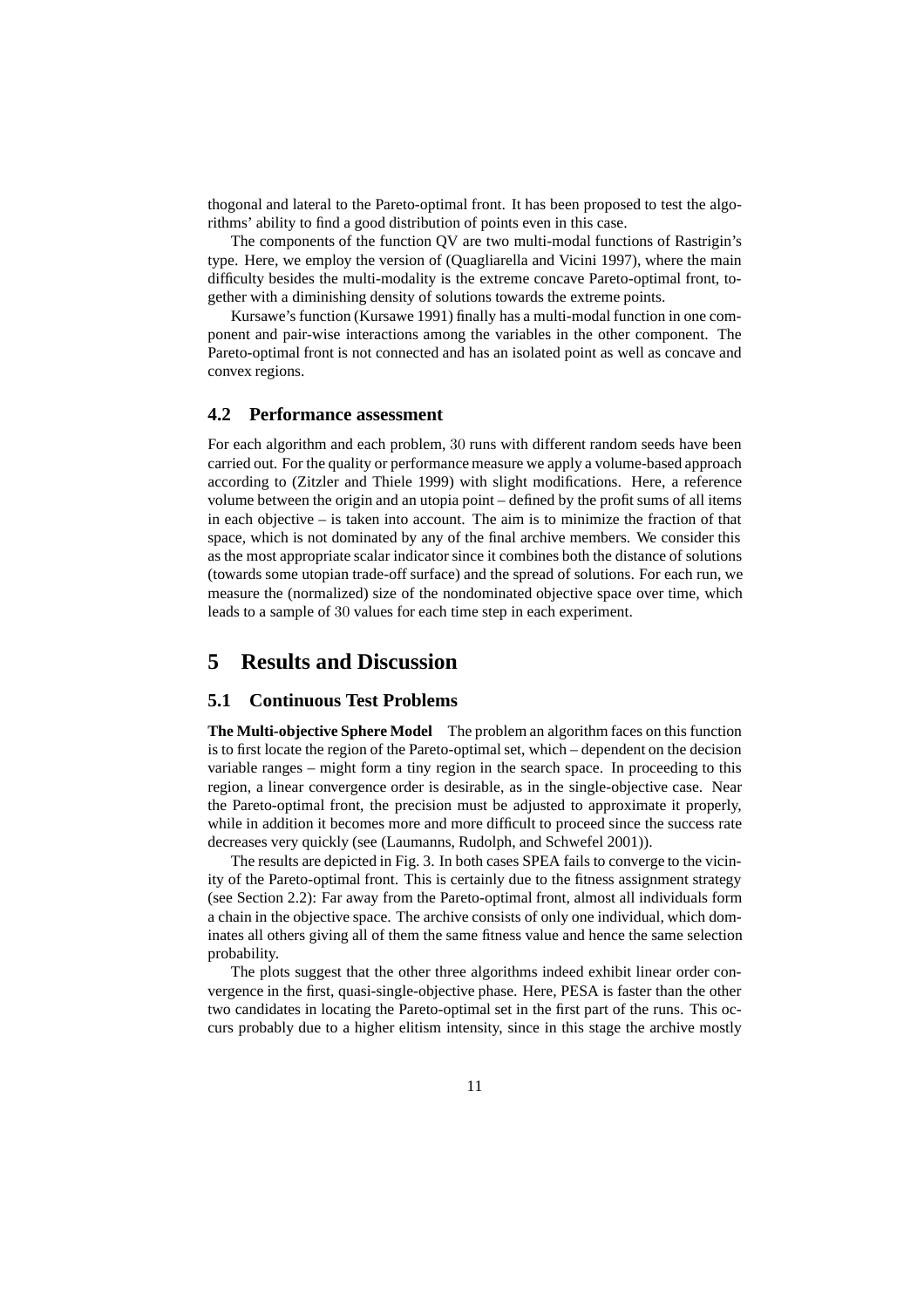thogonal and lateral to the Pareto-optimal front. It has been proposed to test the algorithms' ability to find a good distribution of points even in this case.

The components of the function QV are two multi-modal functions of Rastrigin's type. Here, we employ the version of (Quagliarella and Vicini 1997), where the main difficulty besides the multi-modality is the extreme concave Pareto-optimal front, together with a diminishing density of solutions towards the extreme points.

Kursawe's function (Kursawe 1991) finally has a multi-modal function in one component and pair-wise interactions among the variables in the other component. The Pareto-optimal front is not connected and has an isolated point as well as concave and convex regions.

### 4.2 Performance assessment

For each algorithm and each problem, 30 runs with different random seeds have been carried out. For the quality or performance measure we apply a volume-based approach according to (Zitzler and Thiele 1999) with slight modifications. Here, a reference volume between the origin and an utopia point – defined by the profit sums of all items in each objective – is taken into account. The aim is to minimize the fraction of that space, which is not dominated by any of the final archive members. We consider this as the most appropriate scalar indicator since it combines both the distance of solutions (towards some utopian trade-off surface) and the spread of solutions. For each run, we measure the (normalized) size of the nondominated objective space over time, which leads to a sample of 30 values for each time step in each experiment.

## 5 Results and Discussion

### 5.1 Continuous Test Problems

**The Multi-objective Sphere Model** The problem an algorithm faces on this function is to first locate the region of the Pareto-optimal set, which – dependent on the decision variable ranges – might form a tiny region in the search space. In proceeding to this region, a linear convergence order is desirable, as in the single-objective case. Near the Pareto-optimal front, the precision must be adjusted to approximate it properly, while in addition it becomes more and more difficult to proceed since the success rate decreases very quickly (see (Laumanns, Rudolph, and Schwefel 2001)).

The results are depicted in Fig. 3. In both cases SPEA fails to converge to the vicinity of the Pareto-optimal front. This is certainly due to the fitness assignment strategy (see Section 2.2): Far away from the Pareto-optimal front, almost all individuals form a chain in the objective space. The archive consists of only one individual, which dominates all others giving all of them the same fitness value and hence the same selection probability.

The plots suggest that the other three algorithms indeed exhibit linear order convergence in the first, quasi-single-objective phase. Here, PESA is faster than the other two candidates in locating the Pareto-optimal set in the first part of the runs. This occurs probably due to a higher elitism intensity, since in this stage the archive mostly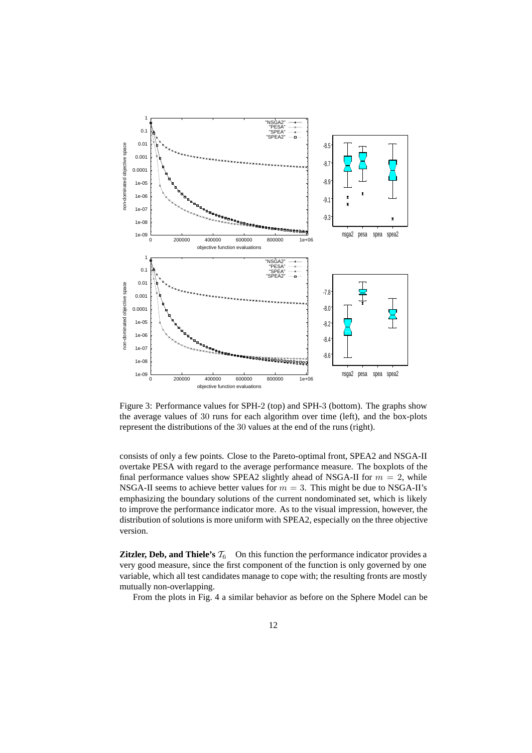Figure 3: Performance values for SPH-2 (top) and SPH-3 (bottom). The graphs show the average values of 30 runs for each algorithm over time (left), and the box-plots represent the distributions of the 30 values at the end of the runs (right).

consists of only a few points. Close to the Pareto-optimal front, SPEA2 and NSGA-II overtake PESA with regard to the average performance measure. The boxplots of the final performance values show SPEA2 slightly ahead of NSGA-II for $m = 2$, while NSGA-II seems to achieve better values for $m = 3$. This might be due to NSGA-II's emphasizing the boundary solutions of the current nondominated set, which is likely to improve the performance indicator more. As to the visual impression, however, the distribution of solutions is more uniform with SPEA2, especially on the three objective version.

**Zitzler, Deb, and Thiele's $\mathcal{T}_6$** On this function the performance indicator provides a very good measure, since the first component of the function is only governed by one variable, which all test candidates manage to cope with; the resulting fronts are mostly mutually non-overlapping.

From the plots in Fig. 4 a similar behavior as before on the Sphere Model can be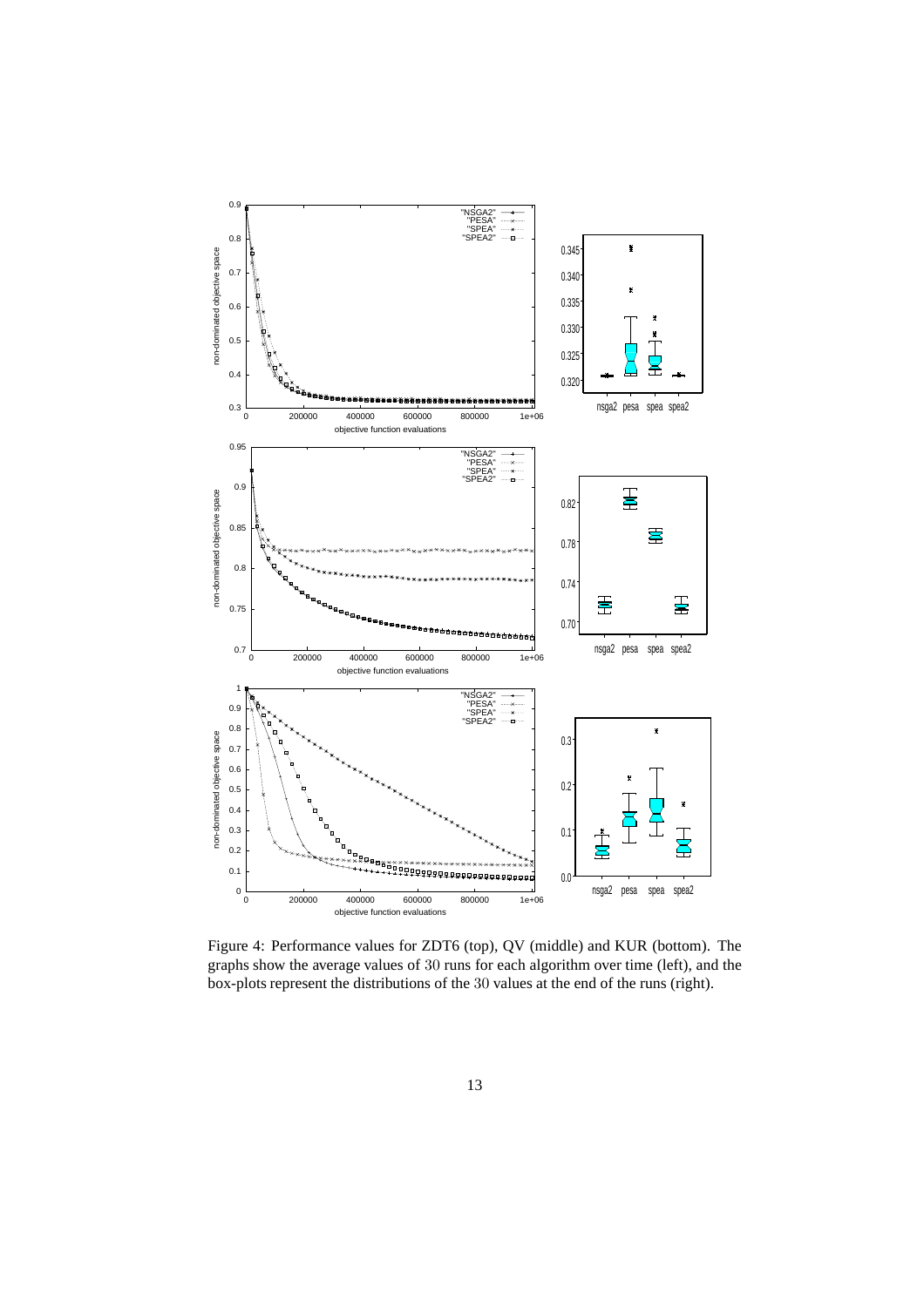Figure 4: Performance values for ZDT6 (top), QV (middle) and KUR (bottom). The graphs show the average values of 30 runs for each algorithm over time (left), and the box-plots represent the distributions of the 30 values at the end of the runs (right).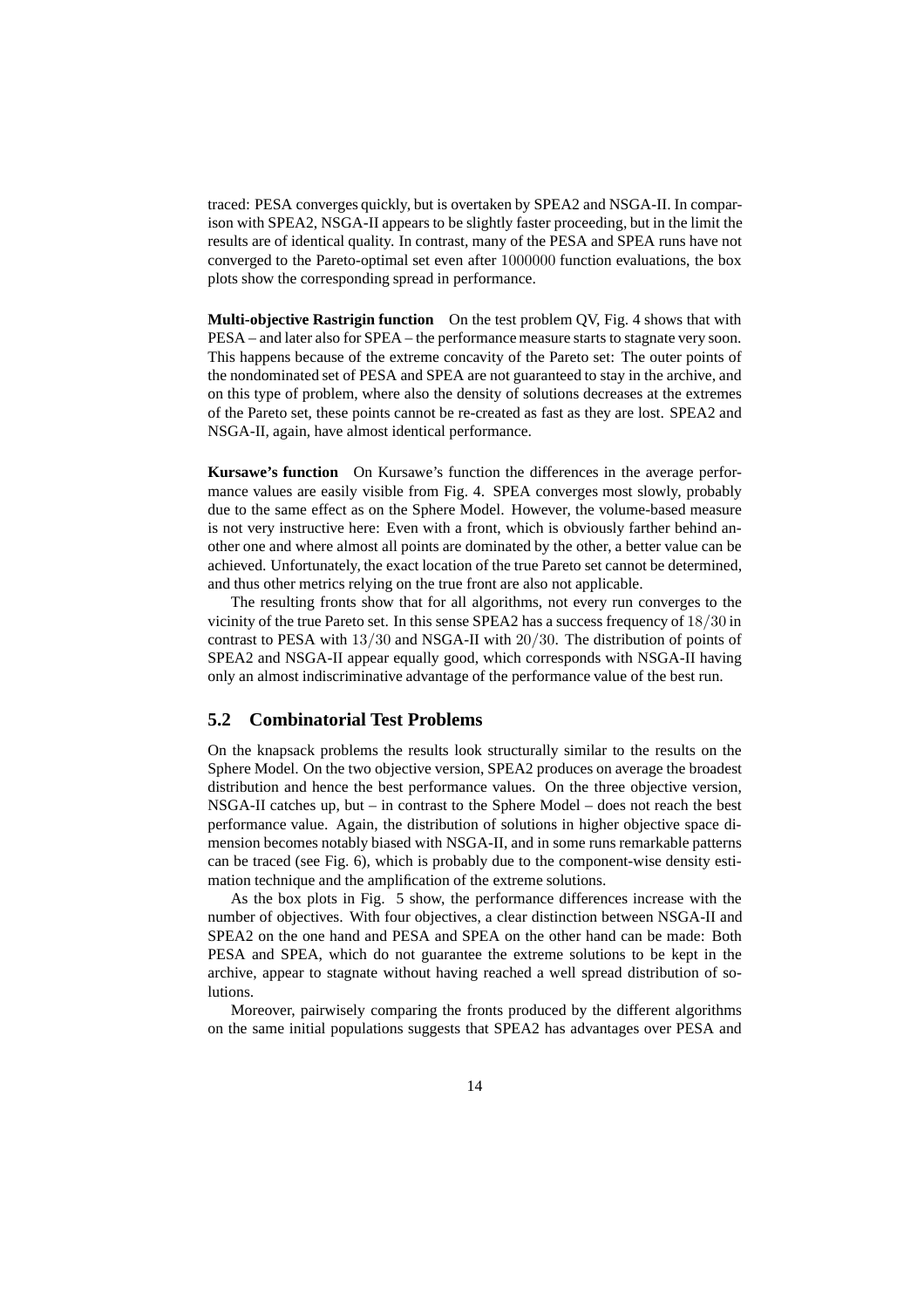traced: PESA converges quickly, but is overtaken by SPEA2 and NSGA-II. In comparison with SPEA2, NSGA-II appears to be slightly faster proceeding, but in the limit the results are of identical quality. In contrast, many of the PESA and SPEA runs have not converged to the Pareto-optimal set even after $1000000$ function evaluations, the box plots show the corresponding spread in performance.

**Multi-objective Rastrigin function** On the test problem QV, Fig. 4 shows that with PESA – and later also for SPEA – the performance measure starts to stagnate very soon. This happens because of the extreme concavity of the Pareto set: The outer points of the nondominated set of PESA and SPEA are not guaranteed to stay in the archive, and on this type of problem, where also the density of solutions decreases at the extremes of the Pareto set, these points cannot be re-created as fast as they are lost. SPEA2 and NSGA-II, again, have almost identical performance.

**Kursawe's function** On Kursawe's function the differences in the average performance values are easily visible from Fig. 4. SPEA converges most slowly, probably due to the same effect as on the Sphere Model. However, the volume-based measure is not very instructive here: Even with a front, which is obviously farther behind another one and where almost all points are dominated by the other, a better value can be achieved. Unfortunately, the exact location of the true Pareto set cannot be determined, and thus other metrics relying on the true front are also not applicable.

The resulting fronts show that for all algorithms, not every run converges to the vicinity of the true Pareto set. In this sense SPEA2 has a success frequency of $18/30$ in contrast to PESA with $13/30$ and NSGA-II with $20/30$. The distribution of points of SPEA2 and NSGA-II appear equally good, which corresponds with NSGA-II having only an almost indiscriminative advantage of the performance value of the best run.

## 5.2 Combinatorial Test Problems

On the knapsack problems the results look structurally similar to the results on the Sphere Model. On the two objective version, SPEA2 produces on average the broadest distribution and hence the best performance values. On the three objective version, NSGA-II catches up, but – in contrast to the Sphere Model – does not reach the best performance value. Again, the distribution of solutions in higher objective space dimension becomes notably biased with NSGA-II, and in some runs remarkable patterns can be traced (see Fig. 6), which is probably due to the component-wise density estimation technique and the amplification of the extreme solutions.

As the box plots in Fig. 5 show, the performance differences increase with the number of objectives. With four objectives, a clear distinction between NSGA-II and SPEA2 on the one hand and PESA and SPEA on the other hand can be made: Both PESA and SPEA, which do not guarantee the extreme solutions to be kept in the archive, appear to stagnate without having reached a well spread distribution of solutions.

Moreover, pairwisely comparing the fronts produced by the different algorithms on the same initial populations suggests that SPEA2 has advantages over PESA and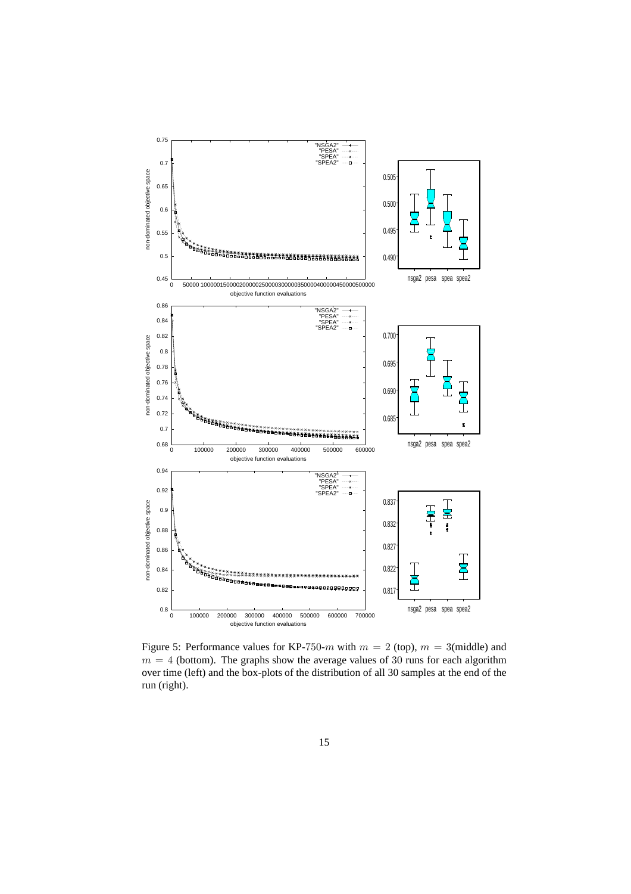Figure 5: Performance values for KP-750-$m$ with $m = 2$ (top), $m = 3$(middle) and $m = 4$ (bottom). The graphs show the average values of 30 runs for each algorithm over time (left) and the box-plots of the distribution of all 30 samples at the end of the run (right).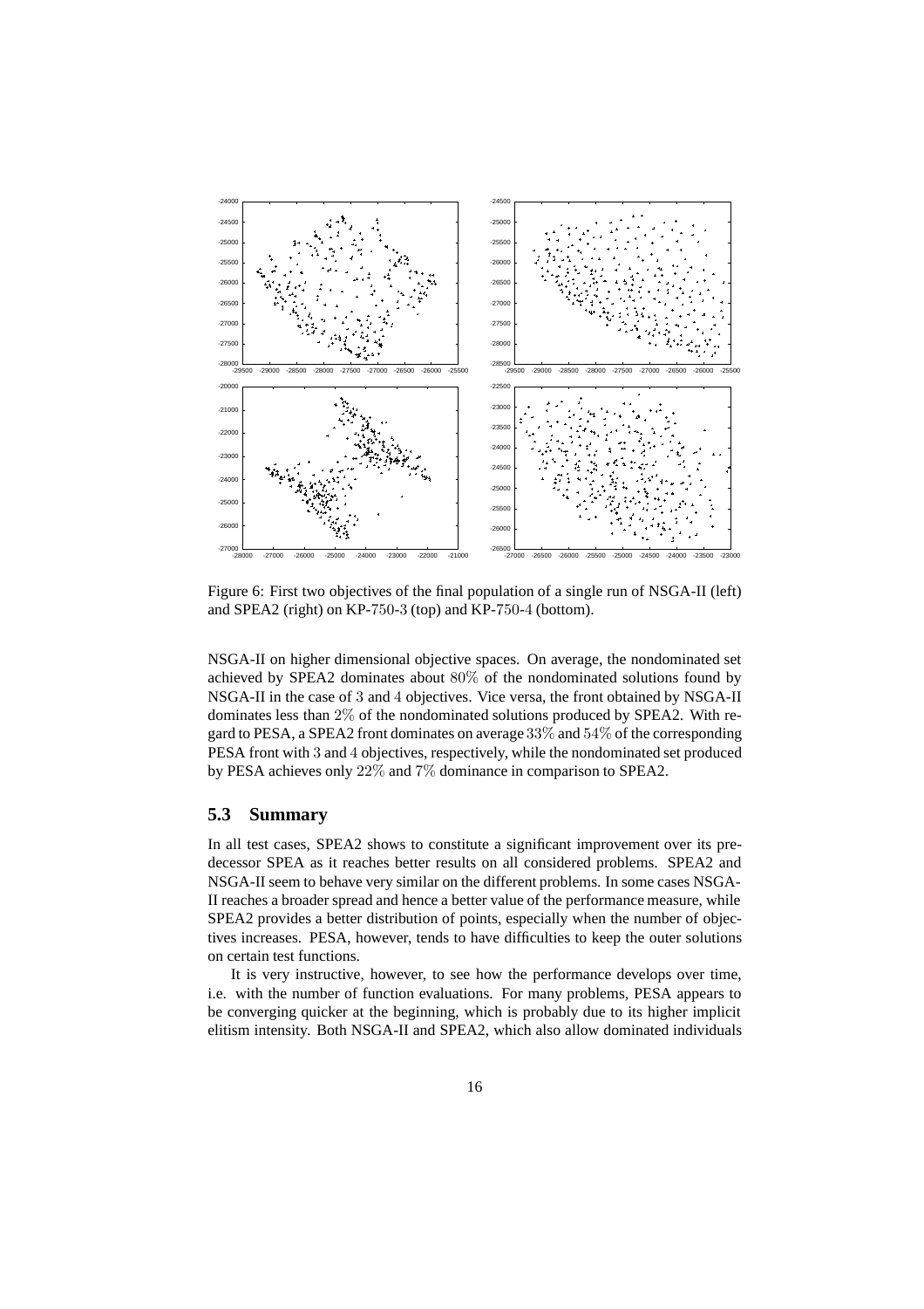Figure 6: First two objectives of the final population of a single run of NSGA-II (left) and SPEA2 (right) on KP-750-3 (top) and KP-750-4 (bottom).

NSGA-II on higher dimensional objective spaces. On average, the nondominated set achieved by SPEA2 dominates about $80\%$ of the nondominated solutions found by NSGA-II in the case of $3$ and $4$ objectives. Vice versa, the front obtained by NSGA-II dominates less than $2\%$ of the nondominated solutions produced by SPEA2. With regard to PESA, a SPEA2 front dominates on average $33\%$ and $54\%$ of the corresponding PESA front with $3$ and $4$ objectives, respectively, while the nondominated set produced by PESA achieves only $22\%$ and $7\%$ dominance in comparison to SPEA2.

### 5.3 Summary

In all test cases, SPEA2 shows to constitute a significant improvement over its predecessor SPEA as it reaches better results on all considered problems. SPEA2 and NSGA-II seem to behave very similar on the different problems. In some cases NSGA-II reaches a broader spread and hence a better value of the performance measure, while SPEA2 provides a better distribution of points, especially when the number of objectives increases. PESA, however, tends to have difficulties to keep the outer solutions on certain test functions.

It is very instructive, however, to see how the performance develops over time, i.e. with the number of function evaluations. For many problems, PESA appears to be converging quicker at the beginning, which is probably due to its higher implicit elitism intensity. Both NSGA-II and SPEA2, which also allow dominated individuals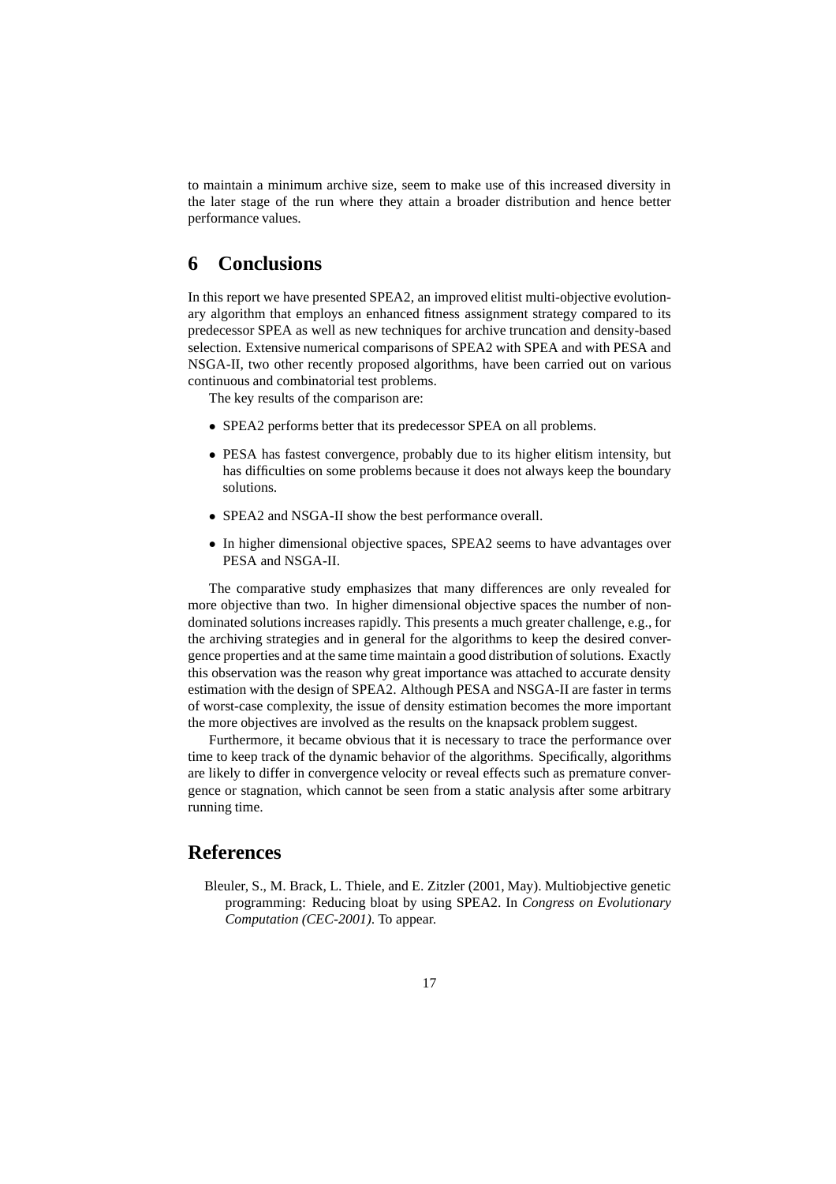to maintain a minimum archive size, seem to make use of this increased diversity in the later stage of the run where they attain a broader distribution and hence better performance values.

# 6 Conclusions

In this report we have presented SPEA2, an improved elitist multi-objective evolutionary algorithm that employs an enhanced fitness assignment strategy compared to its predecessor SPEA as well as new techniques for archive truncation and density-based selection. Extensive numerical comparisons of SPEA2 with SPEA and with PESA and NSGA-II, two other recently proposed algorithms, have been carried out on various continuous and combinatorial test problems.

The key results of the comparison are:

- SPEA2 performs better that its predecessor SPEA on all problems.
- PESA has fastest convergence, probably due to its higher elitism intensity, but has difficulties on some problems because it does not always keep the boundary solutions.
- SPEA2 and NSGA-II show the best performance overall.
- In higher dimensional objective spaces, SPEA2 seems to have advantages over PESA and NSGA-II.

The comparative study emphasizes that many differences are only revealed for more objective than two. In higher dimensional objective spaces the number of non-dominated solutions increases rapidly. This presents a much greater challenge, e.g., for the archiving strategies and in general for the algorithms to keep the desired convergence properties and at the same time maintain a good distribution of solutions. Exactly this observation was the reason why great importance was attached to accurate density estimation with the design of SPEA2. Although PESA and NSGA-II are faster in terms of worst-case complexity, the issue of density estimation becomes the more important the more objectives are involved as the results on the knapsack problem suggest.

Furthermore, it became obvious that it is necessary to trace the performance over time to keep track of the dynamic behavior of the algorithms. Specifically, algorithms are likely to differ in convergence velocity or reveal effects such as premature convergence or stagnation, which cannot be seen from a static analysis after some arbitrary running time.

# References

Bleuler, S., M. Brack, L. Thiele, and E. Zitzler (2001, May). Multiobjective genetic programming: Reducing bloat by using SPEA2. In *Congress on Evolutionary Computation (CEC-2001)*. To appear.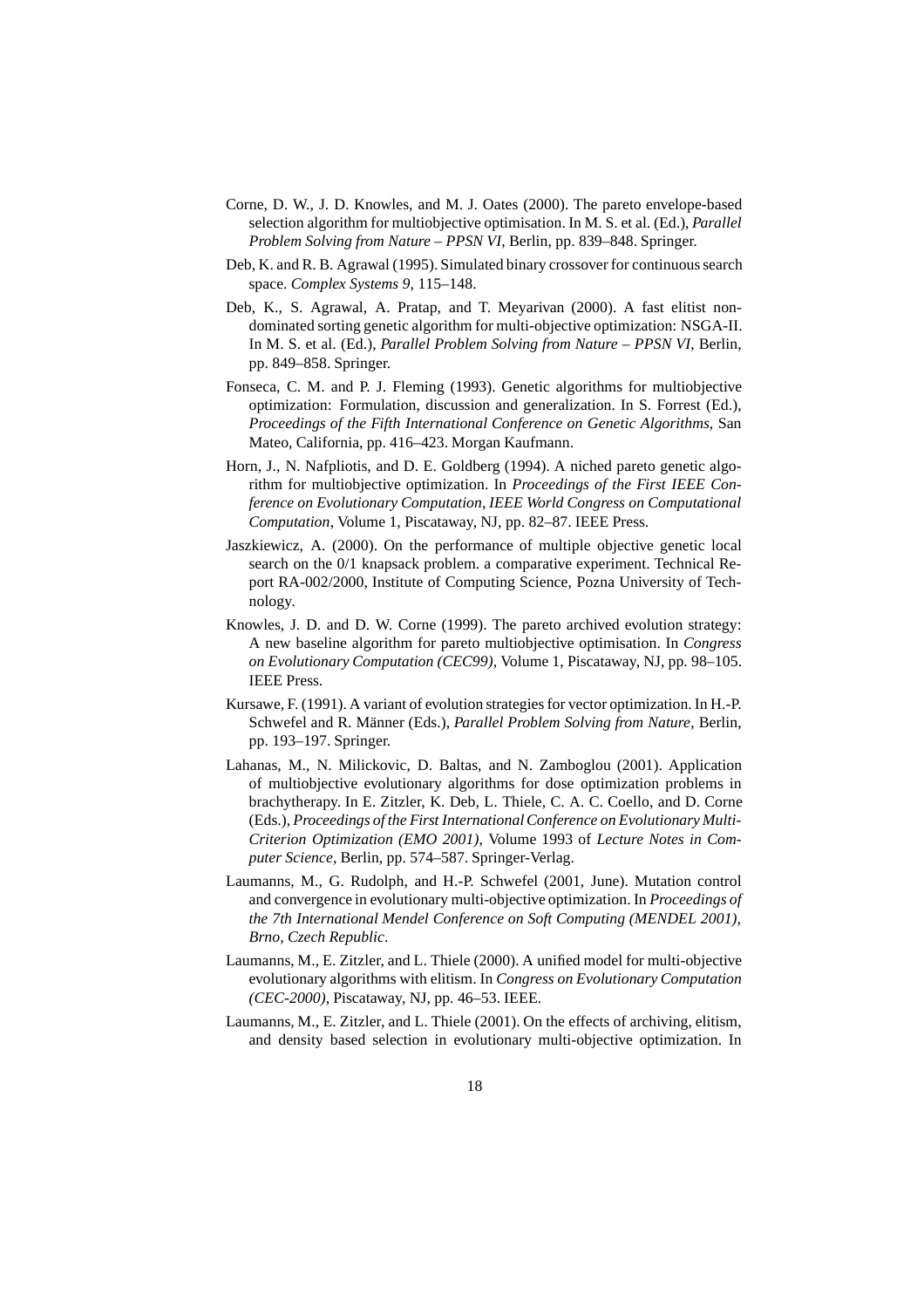Corne, D. W., J. D. Knowles, and M. J. Oates (2000). The pareto envelope-based selection algorithm for multiobjective optimisation. In M. S. et al. (Ed.), *Parallel Problem Solving from Nature – PPSN VI*, Berlin, pp. 839–848. Springer.

Deb, K. and R. B. Agrawal (1995). Simulated binary crossover for continuous search space. *Complex Systems 9*, 115–148.

Deb, K., S. Agrawal, A. Pratap, and T. Meyarivan (2000). A fast elitist non-dominated sorting genetic algorithm for multi-objective optimization: NSGA-II. In M. S. et al. (Ed.), *Parallel Problem Solving from Nature – PPSN VI*, Berlin, pp. 849–858. Springer.

Fonseca, C. M. and P. J. Fleming (1993). Genetic algorithms for multiobjective optimization: Formulation, discussion and generalization. In S. Forrest (Ed.), *Proceedings of the Fifth International Conference on Genetic Algorithms*, San Mateo, California, pp. 416–423. Morgan Kaufmann.

Horn, J., N. Nafpliotis, and D. E. Goldberg (1994). A niched pareto genetic algorithm for multiobjective optimization. In *Proceedings of the First IEEE Conference on Evolutionary Computation, IEEE World Congress on Computational Computation*, Volume 1, Piscataway, NJ, pp. 82–87. IEEE Press.

Jaszkiewicz, A. (2000). On the performance of multiple objective genetic local search on the 0/1 knapsack problem. a comparative experiment. Technical Report RA-002/2000, Institute of Computing Science, Pozna University of Technology.

Knowles, J. D. and D. W. Corne (1999). The pareto archived evolution strategy: A new baseline algorithm for pareto multiobjective optimisation. In *Congress on Evolutionary Computation (CEC99)*, Volume 1, Piscataway, NJ, pp. 98–105. IEEE Press.

Kursawe, F. (1991). A variant of evolution strategies for vector optimization. In H.-P. Schwefel and R. Männer (Eds.), *Parallel Problem Solving from Nature*, Berlin, pp. 193–197. Springer.

Lahanas, M., N. Milickovic, D. Baltas, and N. Zamboglou (2001). Application of multiobjective evolutionary algorithms for dose optimization problems in brachytherapy. In E. Zitzler, K. Deb, L. Thiele, C. A. C. Coello, and D. Corne (Eds.), *Proceedings of the First International Conference on Evolutionary Multi-Criterion Optimization (EMO 2001)*, Volume 1993 of *Lecture Notes in Computer Science*, Berlin, pp. 574–587. Springer-Verlag.

Laumanns, M., G. Rudolph, and H.-P. Schwefel (2001, June). Mutation control and convergence in evolutionary multi-objective optimization. In *Proceedings of the 7th International Mendel Conference on Soft Computing (MENDEL 2001), Brno, Czech Republic*.

Laumanns, M., E. Zitzler, and L. Thiele (2000). A unified model for multi-objective evolutionary algorithms with elitism. In *Congress on Evolutionary Computation (CEC-2000)*, Piscataway, NJ, pp. 46–53. IEEE.

Laumanns, M., E. Zitzler, and L. Thiele (2001). On the effects of archiving, elitism, and density based selection in evolutionary multi-objective optimization. In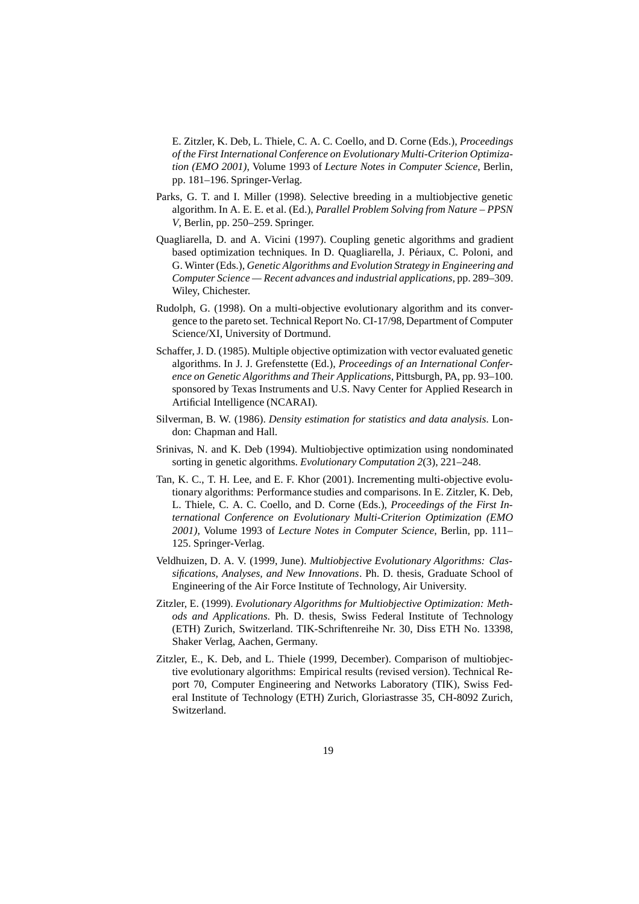E. Zitzler, K. Deb, L. Thiele, C. A. C. Coello, and D. Corne (Eds.), *Proceedings of the First International Conference on Evolutionary Multi-Criterion Optimization (EMO 2001)*, Volume 1993 of *Lecture Notes in Computer Science*, Berlin, pp. 181–196. Springer-Verlag.

Parks, G. T. and I. Miller (1998). Selective breeding in a multiobjective genetic algorithm. In A. E. E. et al. (Ed.), *Parallel Problem Solving from Nature – PPSN V*, Berlin, pp. 250–259. Springer.

Quagliarella, D. and A. Vicini (1997). Coupling genetic algorithms and gradient based optimization techniques. In D. Quagliarella, J. Périaux, C. Poloni, and G. Winter (Eds.), *Genetic Algorithms and Evolution Strategy in Engineering and Computer Science — Recent advances and industrial applications*, pp. 289–309. Wiley, Chichester.

Rudolph, G. (1998). On a multi-objective evolutionary algorithm and its convergence to the pareto set. Technical Report No. CI-17/98, Department of Computer Science/XI, University of Dortmund.

Schaffer, J. D. (1985). Multiple objective optimization with vector evaluated genetic algorithms. In J. J. Grefenstette (Ed.), *Proceedings of an International Conference on Genetic Algorithms and Their Applications*, Pittsburgh, PA, pp. 93–100. sponsored by Texas Instruments and U.S. Navy Center for Applied Research in Artificial Intelligence (NCARAI).

Silverman, B. W. (1986). *Density estimation for statistics and data analysis*. London: Chapman and Hall.

Srinivas, N. and K. Deb (1994). Multiobjective optimization using nondominated sorting in genetic algorithms. *Evolutionary Computation 2*(3), 221–248.

Tan, K. C., T. H. Lee, and E. F. Khor (2001). Incrementing multi-objective evolutionary algorithms: Performance studies and comparisons. In E. Zitzler, K. Deb, L. Thiele, C. A. C. Coello, and D. Corne (Eds.), *Proceedings of the First International Conference on Evolutionary Multi-Criterion Optimization (EMO 2001)*, Volume 1993 of *Lecture Notes in Computer Science*, Berlin, pp. 111–125. Springer-Verlag.

Veldhuizen, D. A. V. (1999, June). *Multiobjective Evolutionary Algorithms: Classifications, Analyses, and New Innovations*. Ph. D. thesis, Graduate School of Engineering of the Air Force Institute of Technology, Air University.

Zitzler, E. (1999). *Evolutionary Algorithms for Multiobjective Optimization: Methods and Applications*. Ph. D. thesis, Swiss Federal Institute of Technology (ETH) Zurich, Switzerland. TIK-Schriftenreihe Nr. 30, Diss ETH No. 13398, Shaker Verlag, Aachen, Germany.

Zitzler, E., K. Deb, and L. Thiele (1999, December). Comparison of multiobjective evolutionary algorithms: Empirical results (revised version). Technical Report 70, Computer Engineering and Networks Laboratory (TIK), Swiss Federal Institute of Technology (ETH) Zurich, Gloriastrasse 35, CH-8092 Zurich, Switzerland.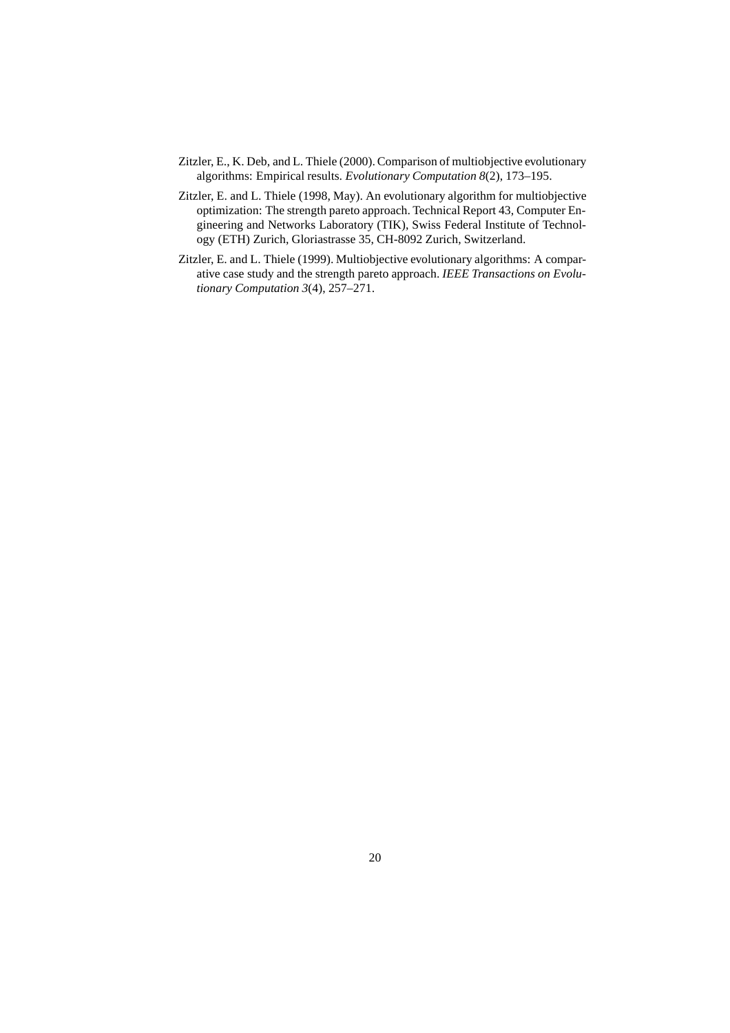Zitzler, E., K. Deb, and L. Thiele (2000). Comparison of multiobjective evolutionary algorithms: Empirical results. *Evolutionary Computation 8*(2), 173–195.

Zitzler, E. and L. Thiele (1998, May). An evolutionary algorithm for multiobjective optimization: The strength pareto approach. Technical Report 43, Computer Engineering and Networks Laboratory (TIK), Swiss Federal Institute of Technology (ETH) Zurich, Gloriastrasse 35, CH-8092 Zurich, Switzerland.

Zitzler, E. and L. Thiele (1999). Multiobjective evolutionary algorithms: A comparative case study and the strength pareto approach. *IEEE Transactions on Evolutionary Computation 3*(4), 257–271.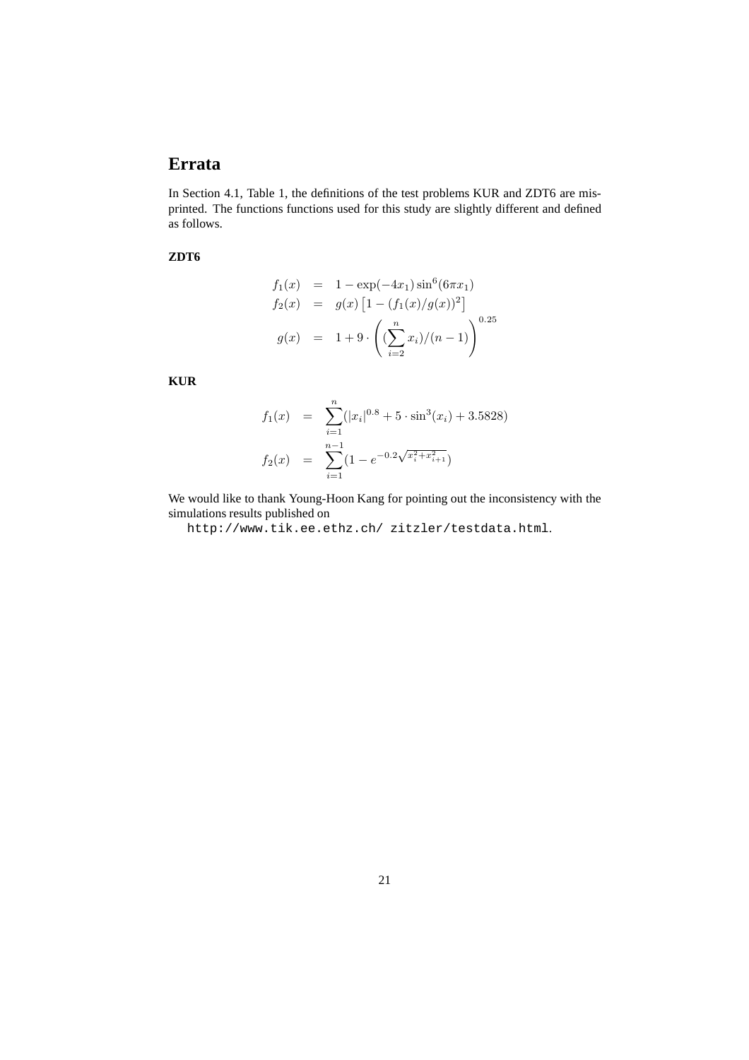# Errata

In Section 4.1, Table 1, the definitions of the test problems KUR and ZDT6 are misprinted. The functions functions used for this study are slightly different and defined as follows.

**ZDT6**

$$
\begin{aligned}
f_1(x) &= 1 - \exp(-4x_1)\sin^6(6\pi x_1) \\
f_2(x) &= g(x)\left[1 - (f_1(x)/g(x))^2\right] \\
g(x) &= 1 + 9 \cdot \left( (\sum_{i=2}^{n} x_i)/(n-1) \right)^{0.25}
\end{aligned}
$$

**KUR**

$$
\begin{aligned}
f_1(x) &= \sum_{i=1}^{n} (|x_i|^{0.8} + 5 \cdot \sin^3(x_i) + 3.5828) \\
f_2(x) &= \sum_{i=1}^{n-1} (1 - e^{-0.2\sqrt{x_i^2 + x_{i+1}^2}})
\end{aligned}
$$

We would like to thank Young-Hoon Kang for pointing out the inconsistency with the simulations results published on
`http://www.tik.ee.ethz.ch/ zitzler/testdata.html`.